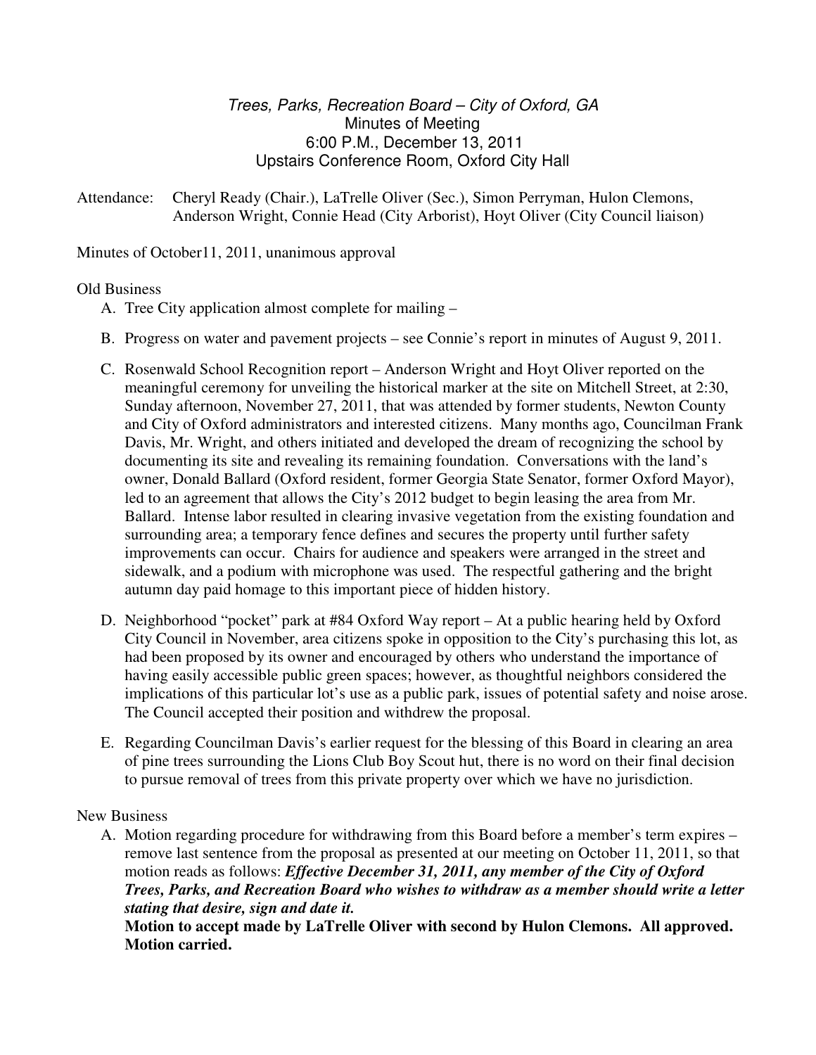*Trees, Parks, Recreation Board – City of Oxford, GA*
Minutes of Meeting
6:00 P.M., December 13, 2011
Upstairs Conference Room, Oxford City Hall

Attendance: Cheryl Ready (Chair.), LaTrelle Oliver (Sec.), Simon Perryman, Hulon Clemons, Anderson Wright, Connie Head (City Arborist), Hoyt Oliver (City Council liaison)

Minutes of October11, 2011, unanimous approval

Old Business

A. Tree City application almost complete for mailing –

B. Progress on water and pavement projects – see Connie's report in minutes of August 9, 2011.

C. Rosenwald School Recognition report – Anderson Wright and Hoyt Oliver reported on the meaningful ceremony for unveiling the historical marker at the site on Mitchell Street, at 2:30, Sunday afternoon, November 27, 2011, that was attended by former students, Newton County and City of Oxford administrators and interested citizens. Many months ago, Councilman Frank Davis, Mr. Wright, and others initiated and developed the dream of recognizing the school by documenting its site and revealing its remaining foundation. Conversations with the land's owner, Donald Ballard (Oxford resident, former Georgia State Senator, former Oxford Mayor), led to an agreement that allows the City's 2012 budget to begin leasing the area from Mr. Ballard. Intense labor resulted in clearing invasive vegetation from the existing foundation and surrounding area; a temporary fence defines and secures the property until further safety improvements can occur. Chairs for audience and speakers were arranged in the street and sidewalk, and a podium with microphone was used. The respectful gathering and the bright autumn day paid homage to this important piece of hidden history.

D. Neighborhood "pocket" park at #84 Oxford Way report – At a public hearing held by Oxford City Council in November, area citizens spoke in opposition to the City's purchasing this lot, as had been proposed by its owner and encouraged by others who understand the importance of having easily accessible public green spaces; however, as thoughtful neighbors considered the implications of this particular lot's use as a public park, issues of potential safety and noise arose. The Council accepted their position and withdrew the proposal.

E. Regarding Councilman Davis's earlier request for the blessing of this Board in clearing an area of pine trees surrounding the Lions Club Boy Scout hut, there is no word on their final decision to pursue removal of trees from this private property over which we have no jurisdiction.

New Business

A. Motion regarding procedure for withdrawing from this Board before a member's term expires – remove last sentence from the proposal as presented at our meeting on October 11, 2011, so that motion reads as follows: ***Effective December 31, 2011, any member of the City of Oxford Trees, Parks, and Recreation Board who wishes to withdraw as a member should write a letter stating that desire, sign and date it.***
**Motion to accept made by LaTrelle Oliver with second by Hulon Clemons. All approved. Motion carried.**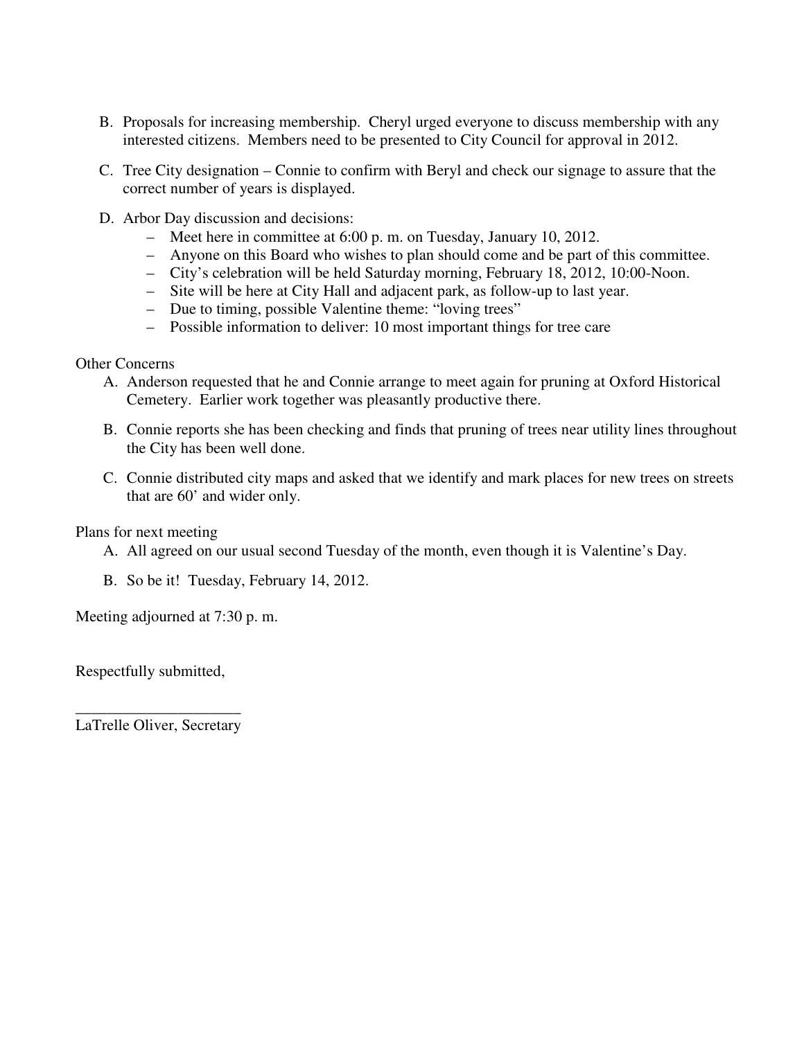B. Proposals for increasing membership. Cheryl urged everyone to discuss membership with any interested citizens. Members need to be presented to City Council for approval in 2012.

C. Tree City designation – Connie to confirm with Beryl and check our signage to assure that the correct number of years is displayed.

D. Arbor Day discussion and decisions:
   - Meet here in committee at 6:00 p. m. on Tuesday, January 10, 2012.
   - Anyone on this Board who wishes to plan should come and be part of this committee.
   - City's celebration will be held Saturday morning, February 18, 2012, 10:00-Noon.
   - Site will be here at City Hall and adjacent park, as follow-up to last year.
   - Due to timing, possible Valentine theme: "loving trees"
   - Possible information to deliver: 10 most important things for tree care

Other Concerns

A. Anderson requested that he and Connie arrange to meet again for pruning at Oxford Historical Cemetery. Earlier work together was pleasantly productive there.

B. Connie reports she has been checking and finds that pruning of trees near utility lines throughout the City has been well done.

C. Connie distributed city maps and asked that we identify and mark places for new trees on streets that are 60' and wider only.

Plans for next meeting

A. All agreed on our usual second Tuesday of the month, even though it is Valentine's Day.

B. So be it! Tuesday, February 14, 2012.

Meeting adjourned at 7:30 p. m.

Respectfully submitted,

_____________________
LaTrelle Oliver, Secretary